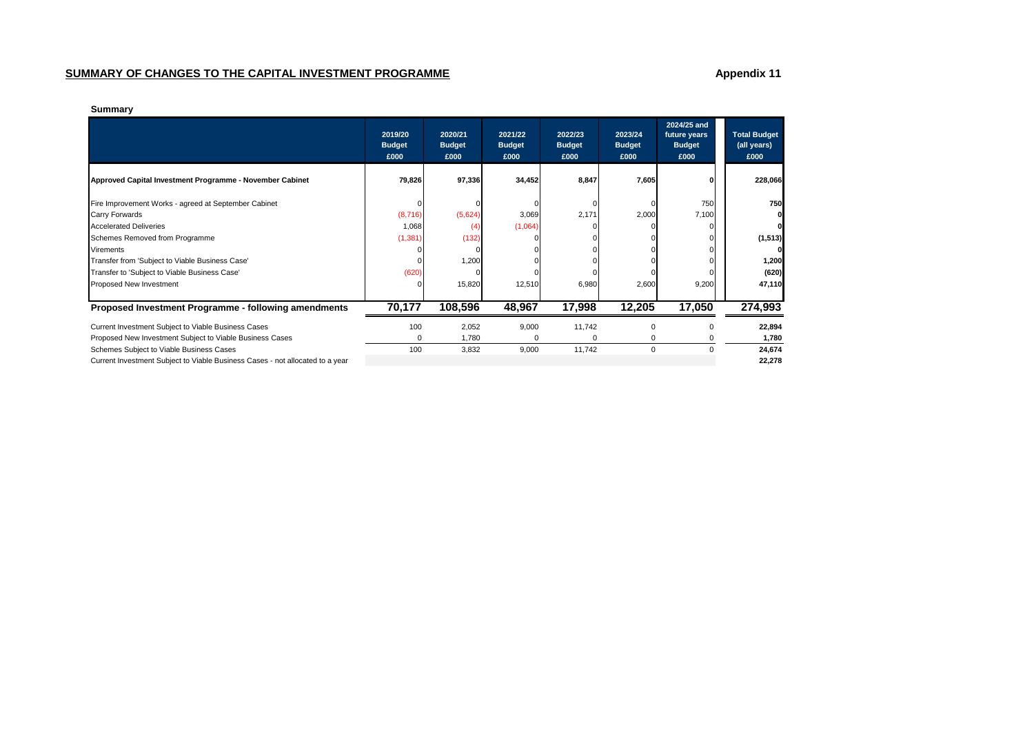## SUMMARY OF CHANGES TO THE CAPITAL INVESTMENT PROGRAMME

**Appendix 11**

**Summary**

| | 2019/20 Budget £000 | 2020/21 Budget £000 | 2021/22 Budget £000 | 2022/23 Budget £000 | 2023/24 Budget £000 | 2024/25 and future years Budget £000 | Total Budget (all years) £000 |
|---|---|---|---|---|---|---|---|
| **Approved Capital Investment Programme - November Cabinet** | **79,826** | **97,336** | **34,452** | **8,847** | **7,605** | **0** | **228,066** |
| Fire Improvement Works - agreed at September Cabinet | 0 | 0 | 0 | 0 | 0 | 750 | **750** |
| Carry Forwards | (8,716) | (5,624) | 3,069 | 2,171 | 2,000 | 7,100 | **0** |
| Accelerated Deliveries | 1,068 | (4) | (1,064) | 0 | 0 | 0 | **0** |
| Schemes Removed from Programme | (1,381) | (132) | 0 | 0 | 0 | 0 | **(1,513)** |
| Virements | 0 | 0 | 0 | 0 | 0 | 0 | **0** |
| Transfer from 'Subject to Viable Business Case' | 0 | 1,200 | 0 | 0 | 0 | 0 | **1,200** |
| Transfer to 'Subject to Viable Business Case' | (620) | 0 | 0 | 0 | 0 | 0 | **(620)** |
| Proposed New Investment | 0 | 15,820 | 12,510 | 6,980 | 2,600 | 9,200 | **47,110** |
| **Proposed Investment Programme - following amendments** | **70,177** | **108,596** | **48,967** | **17,998** | **12,205** | **17,050** | **274,993** |
| Current Investment Subject to Viable Business Cases | 100 | 2,052 | 9,000 | 11,742 | 0 | 0 | **22,894** |
| Proposed New Investment Subject to Viable Business Cases | 0 | 1,780 | 0 | 0 | 0 | 0 | **1,780** |
| Schemes Subject to Viable Business Cases | 100 | 3,832 | 9,000 | 11,742 | 0 | 0 | **24,674** |
| Current Investment Subject to Viable Business Cases - not allocated to a year | | | | | | | **22,278** |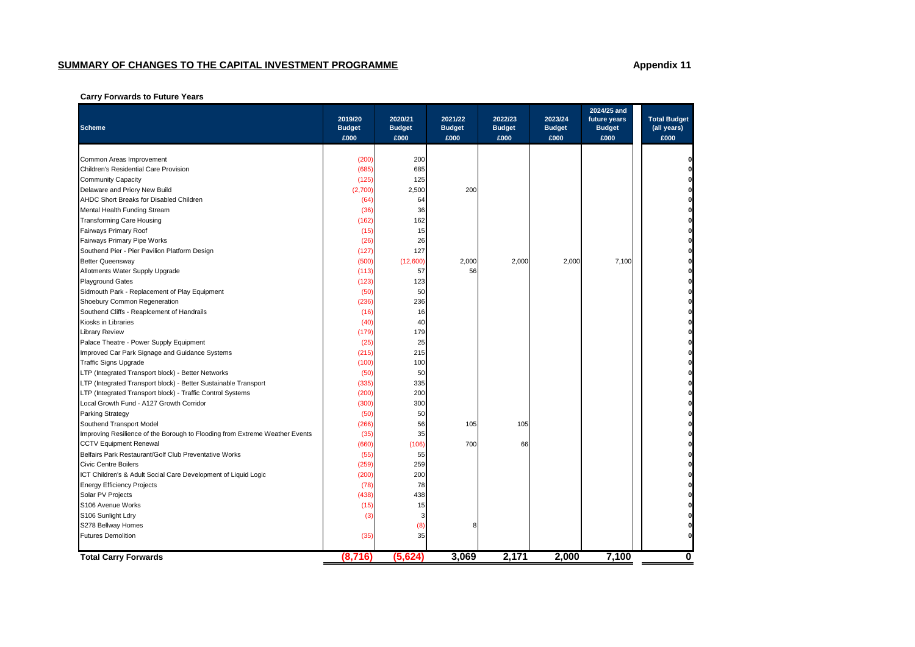## SUMMARY OF CHANGES TO THE CAPITAL INVESTMENT PROGRAMME

**Appendix 11**

**Carry Forwards to Future Years**

| Scheme | 2019/20 Budget £000 | 2020/21 Budget £000 | 2021/22 Budget £000 | 2022/23 Budget £000 | 2023/24 Budget £000 | 2024/25 and future years Budget £000 | Total Budget (all years) £000 |
|---|---|---|---|---|---|---|---|
| Common Areas Improvement | (200) | 200 | | | | | 0 |
| Children's Residential Care Provision | (685) | 685 | | | | | 0 |
| Community Capacity | (125) | 125 | | | | | 0 |
| Delaware and Priory New Build | (2,700) | 2,500 | 200 | | | | 0 |
| AHDC Short Breaks for Disabled Children | (64) | 64 | | | | | 0 |
| Mental Health Funding Stream | (36) | 36 | | | | | 0 |
| Transforming Care Housing | (162) | 162 | | | | | 0 |
| Fairways Primary Roof | (15) | 15 | | | | | 0 |
| Fairways Primary Pipe Works | (26) | 26 | | | | | 0 |
| Southend Pier - Pier Pavilion Platform Design | (127) | 127 | | | | | 0 |
| Better Queensway | (500) | (12,600) | 2,000 | 2,000 | 2,000 | 7,100 | 0 |
| Allotments Water Supply Upgrade | (113) | 57 | 56 | | | | 0 |
| Playground Gates | (123) | 123 | | | | | 0 |
| Sidmouth Park - Replacement of Play Equipment | (50) | 50 | | | | | 0 |
| Shoebury Common Regeneration | (236) | 236 | | | | | 0 |
| Southend Cliffs - Reaplcement of Handrails | (16) | 16 | | | | | 0 |
| Kiosks in Libraries | (40) | 40 | | | | | 0 |
| Library Review | (179) | 179 | | | | | 0 |
| Palace Theatre - Power Supply Equipment | (25) | 25 | | | | | 0 |
| Improved Car Park Signage and Guidance Systems | (215) | 215 | | | | | 0 |
| Traffic Signs Upgrade | (100) | 100 | | | | | 0 |
| LTP (Integrated Transport block) - Better Networks | (50) | 50 | | | | | 0 |
| LTP (Integrated Transport block) - Better Sustainable Transport | (335) | 335 | | | | | 0 |
| LTP (Integrated Transport block) - Traffic Control Systems | (200) | 200 | | | | | 0 |
| Local Growth Fund - A127 Growth Corridor | (300) | 300 | | | | | 0 |
| Parking Strategy | (50) | 50 | | | | | 0 |
| Southend Transport Model | (266) | 56 | 105 | 105 | | | 0 |
| Improving Resilience of the Borough to Flooding from Extreme Weather Events | (35) | 35 | | | | | 0 |
| CCTV Equipment Renewal | (660) | (106) | 700 | 66 | | | 0 |
| Belfairs Park Restaurant/Golf Club Preventative Works | (55) | 55 | | | | | 0 |
| Civic Centre Boilers | (259) | 259 | | | | | 0 |
| ICT Children's & Adult Social Care Development of Liquid Logic | (200) | 200 | | | | | 0 |
| Energy Efficiency Projects | (78) | 78 | | | | | 0 |
| Solar PV Projects | (438) | 438 | | | | | 0 |
| S106 Avenue Works | (15) | 15 | | | | | 0 |
| S106 Sunlight Ldry | (3) | 3 | | | | | 0 |
| S278 Bellway Homes | | (8) | 8 | | | | 0 |
| Futures Demolition | (35) | 35 | | | | | 0 |
| **Total Carry Forwards** | **(8,716)** | **(5,624)** | **3,069** | **2,171** | **2,000** | **7,100** | **0** |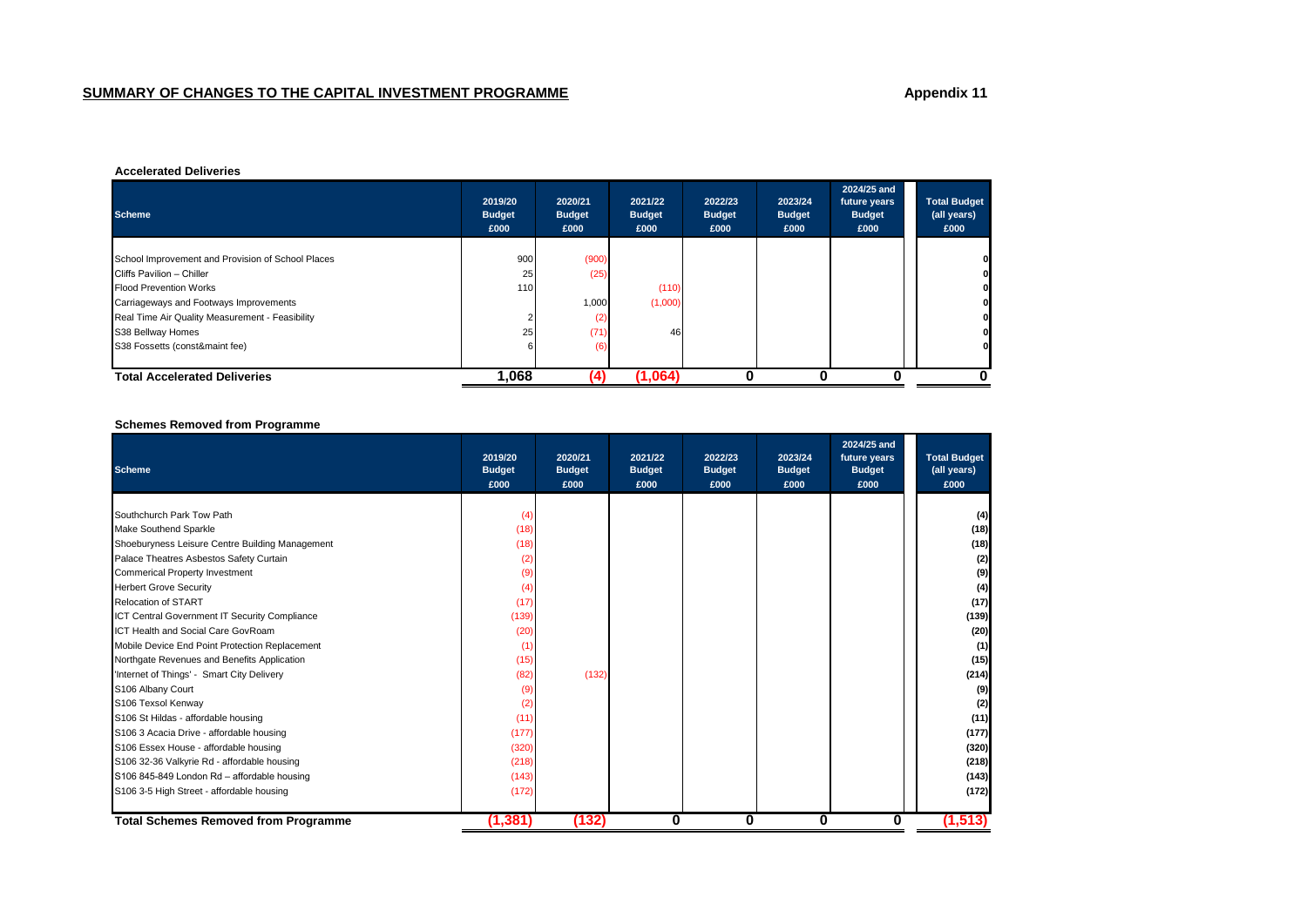## SUMMARY OF CHANGES TO THE CAPITAL INVESTMENT PROGRAMME

**Appendix 11**

**Accelerated Deliveries**

| Scheme | 2019/20 Budget £000 | 2020/21 Budget £000 | 2021/22 Budget £000 | 2022/23 Budget £000 | 2023/24 Budget £000 | 2024/25 and future years Budget £000 | Total Budget (all years) £000 |
|---|---|---|---|---|---|---|---|
| School Improvement and Provision of School Places | 900 | (900) | | | | | 0 |
| Cliffs Pavilion – Chiller | 25 | (25) | | | | | 0 |
| Flood Prevention Works | 110 | | (110) | | | | 0 |
| Carriageways and Footways Improvements | | 1,000 | (1,000) | | | | 0 |
| Real Time Air Quality Measurement - Feasibility | 2 | (2) | | | | | 0 |
| S38 Bellway Homes | 25 | (71) | 46 | | | | 0 |
| S38 Fossetts (const&maint fee) | 6 | (6) | | | | | 0 |
| **Total Accelerated Deliveries** | **1,068** | **(4)** | **(1,064)** | **0** | **0** | **0** | **0** |

**Schemes Removed from Programme**

| Scheme | 2019/20 Budget £000 | 2020/21 Budget £000 | 2021/22 Budget £000 | 2022/23 Budget £000 | 2023/24 Budget £000 | 2024/25 and future years Budget £000 | Total Budget (all years) £000 |
|---|---|---|---|---|---|---|---|
| Southchurch Park Tow Path | (4) | | | | | | (4) |
| Make Southend Sparkle | (18) | | | | | | (18) |
| Shoeburyness Leisure Centre Building Management | (18) | | | | | | (18) |
| Palace Theatres Asbestos Safety Curtain | (2) | | | | | | (2) |
| Commerical Property Investment | (9) | | | | | | (9) |
| Herbert Grove Security | (4) | | | | | | (4) |
| Relocation of START | (17) | | | | | | (17) |
| ICT Central Government IT Security Compliance | (139) | | | | | | (139) |
| ICT Health and Social Care GovRoam | (20) | | | | | | (20) |
| Mobile Device End Point Protection Replacement | (1) | | | | | | (1) |
| Northgate Revenues and Benefits Application | (15) | | | | | | (15) |
| 'Internet of Things' - Smart City Delivery | (82) | (132) | | | | | (214) |
| S106 Albany Court | (9) | | | | | | (9) |
| S106 Texsol Kenway | (2) | | | | | | (2) |
| S106 St Hildas - affordable housing | (11) | | | | | | (11) |
| S106 3 Acacia Drive - affordable housing | (177) | | | | | | (177) |
| S106 Essex House - affordable housing | (320) | | | | | | (320) |
| S106 32-36 Valkyrie Rd - affordable housing | (218) | | | | | | (218) |
| S106 845-849 London Rd – affordable housing | (143) | | | | | | (143) |
| S106 3-5 High Street - affordable housing | (172) | | | | | | (172) |
| **Total Schemes Removed from Programme** | **(1,381)** | **(132)** | **0** | **0** | **0** | **0** | **(1,513)** |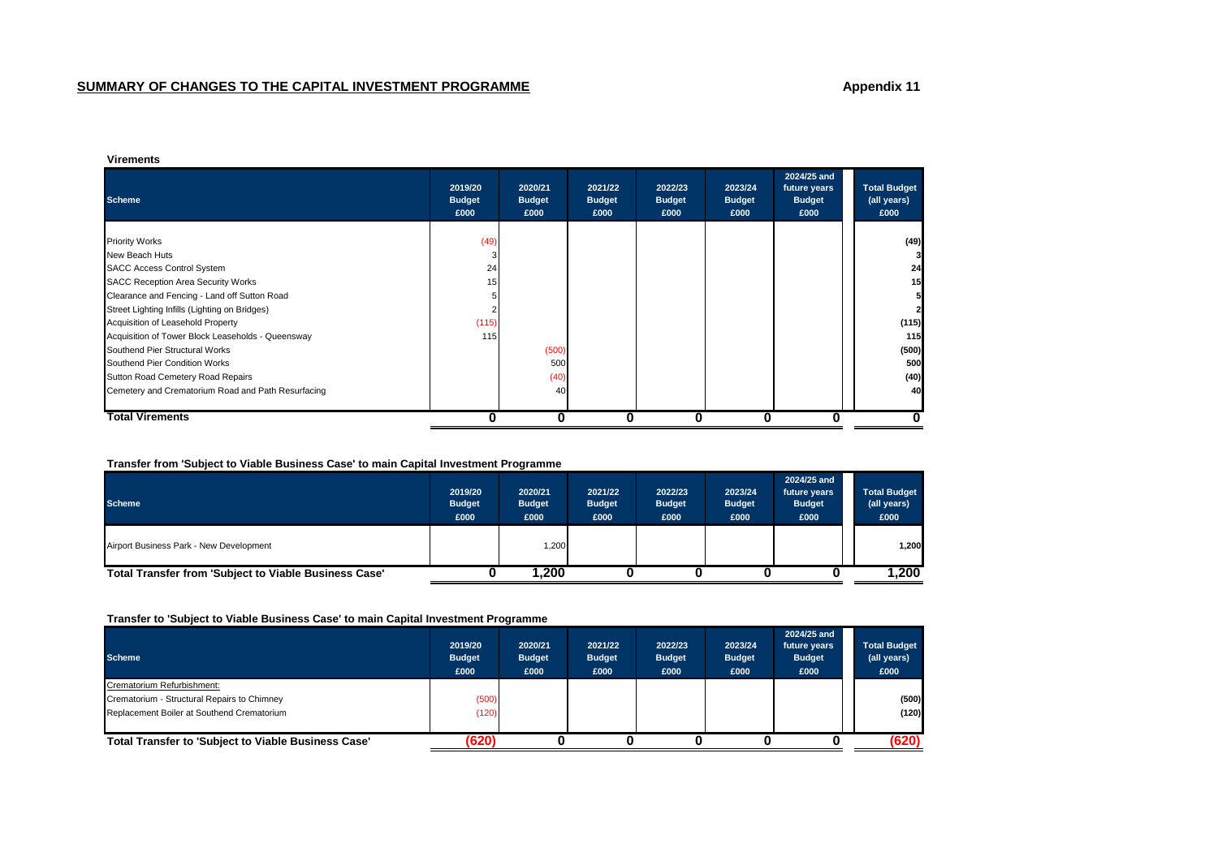## SUMMARY OF CHANGES TO THE CAPITAL INVESTMENT PROGRAMME

**Appendix 11**

**Virements**

| Scheme | 2019/20 Budget £000 | 2020/21 Budget £000 | 2021/22 Budget £000 | 2022/23 Budget £000 | 2023/24 Budget £000 | 2024/25 and future years Budget £000 | Total Budget (all years) £000 |
|---|---|---|---|---|---|---|---|
| Priority Works | (49) | | | | | | **(49)** |
| New Beach Huts | 3 | | | | | | **3** |
| SACC Access Control System | 24 | | | | | | **24** |
| SACC Reception Area Security Works | 15 | | | | | | **15** |
| Clearance and Fencing - Land off Sutton Road | 5 | | | | | | **5** |
| Street Lighting Infills (Lighting on Bridges) | 2 | | | | | | **2** |
| Acquisition of Leasehold Property | (115) | | | | | | **(115)** |
| Acquisition of Tower Block Leaseholds - Queensway | 115 | | | | | | **115** |
| Southend Pier Structural Works | | (500) | | | | | **(500)** |
| Southend Pier Condition Works | | 500 | | | | | **500** |
| Sutton Road Cemetery Road Repairs | | (40) | | | | | **(40)** |
| Cemetery and Crematorium Road and Path Resurfacing | | 40 | | | | | **40** |
| **Total Virements** | **0** | **0** | **0** | **0** | **0** | **0** | **0** |

**Transfer from 'Subject to Viable Business Case' to main Capital Investment Programme**

| Scheme | 2019/20 Budget £000 | 2020/21 Budget £000 | 2021/22 Budget £000 | 2022/23 Budget £000 | 2023/24 Budget £000 | 2024/25 and future years Budget £000 | Total Budget (all years) £000 |
|---|---|---|---|---|---|---|---|
| Airport Business Park - New Development | | 1,200 | | | | | **1,200** |
| **Total Transfer from 'Subject to Viable Business Case'** | **0** | **1,200** | **0** | **0** | **0** | **0** | **1,200** |

**Transfer to 'Subject to Viable Business Case' to main Capital Investment Programme**

| Scheme | 2019/20 Budget £000 | 2020/21 Budget £000 | 2021/22 Budget £000 | 2022/23 Budget £000 | 2023/24 Budget £000 | 2024/25 and future years Budget £000 | Total Budget (all years) £000 |
|---|---|---|---|---|---|---|---|
| Crematorium Refurbishment: | | | | | | | |
| Crematorium - Structural Repairs to Chimney | (500) | | | | | | **(500)** |
| Replacement Boiler at Southend Crematorium | (120) | | | | | | **(120)** |
| **Total Transfer to 'Subject to Viable Business Case'** | **(620)** | **0** | **0** | **0** | **0** | **0** | **(620)** |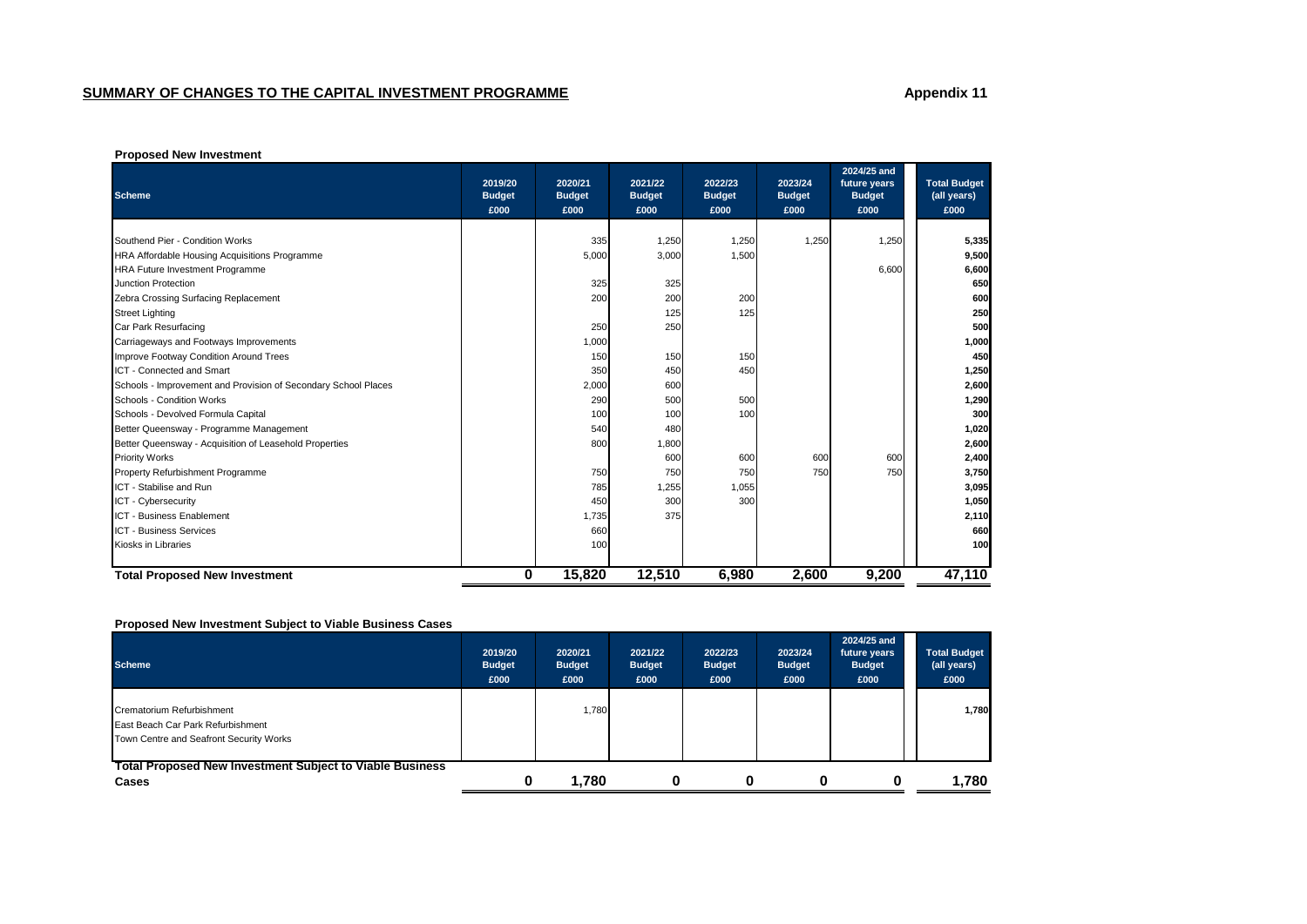## SUMMARY OF CHANGES TO THE CAPITAL INVESTMENT PROGRAMME

**Appendix 11**

**Proposed New Investment**

| Scheme | 2019/20 Budget £000 | 2020/21 Budget £000 | 2021/22 Budget £000 | 2022/23 Budget £000 | 2023/24 Budget £000 | 2024/25 and future years Budget £000 | Total Budget (all years) £000 |
|---|---|---|---|---|---|---|---|
| Southend Pier - Condition Works | | 335 | 1,250 | 1,250 | 1,250 | 1,250 | 5,335 |
| HRA Affordable Housing Acquisitions Programme | | 5,000 | 3,000 | 1,500 | | | 9,500 |
| HRA Future Investment Programme | | | | | | 6,600 | 6,600 |
| Junction Protection | | 325 | 325 | | | | 650 |
| Zebra Crossing Surfacing Replacement | | 200 | 200 | 200 | | | 600 |
| Street Lighting | | | 125 | 125 | | | 250 |
| Car Park Resurfacing | | 250 | 250 | | | | 500 |
| Carriageways and Footways Improvements | | 1,000 | | | | | 1,000 |
| Improve Footway Condition Around Trees | | 150 | 150 | 150 | | | 450 |
| ICT - Connected and Smart | | 350 | 450 | 450 | | | 1,250 |
| Schools - Improvement and Provision of Secondary School Places | | 2,000 | 600 | | | | 2,600 |
| Schools - Condition Works | | 290 | 500 | 500 | | | 1,290 |
| Schools - Devolved Formula Capital | | 100 | 100 | 100 | | | 300 |
| Better Queensway - Programme Management | | 540 | 480 | | | | 1,020 |
| Better Queensway - Acquisition of Leasehold Properties | | 800 | 1,800 | | | | 2,600 |
| Priority Works | | | 600 | 600 | 600 | 600 | 2,400 |
| Property Refurbishment Programme | | 750 | 750 | 750 | 750 | 750 | 3,750 |
| ICT - Stabilise and Run | | 785 | 1,255 | 1,055 | | | 3,095 |
| ICT - Cybersecurity | | 450 | 300 | 300 | | | 1,050 |
| ICT - Business Enablement | | 1,735 | 375 | | | | 2,110 |
| ICT - Business Services | | 660 | | | | | 660 |
| Kiosks in Libraries | | 100 | | | | | 100 |
| **Total Proposed New Investment** | **0** | **15,820** | **12,510** | **6,980** | **2,600** | **9,200** | **47,110** |

**Proposed New Investment Subject to Viable Business Cases**

| Scheme | 2019/20 Budget £000 | 2020/21 Budget £000 | 2021/22 Budget £000 | 2022/23 Budget £000 | 2023/24 Budget £000 | 2024/25 and future years Budget £000 | Total Budget (all years) £000 |
|---|---|---|---|---|---|---|---|
| Crematorium Refurbishment | | 1,780 | | | | | 1,780 |
| East Beach Car Park Refurbishment | | | | | | | |
| Town Centre and Seafront Security Works | | | | | | | |
| **Total Proposed New Investment Subject to Viable Business Cases** | **0** | **1,780** | **0** | **0** | **0** | **0** | **1,780** |